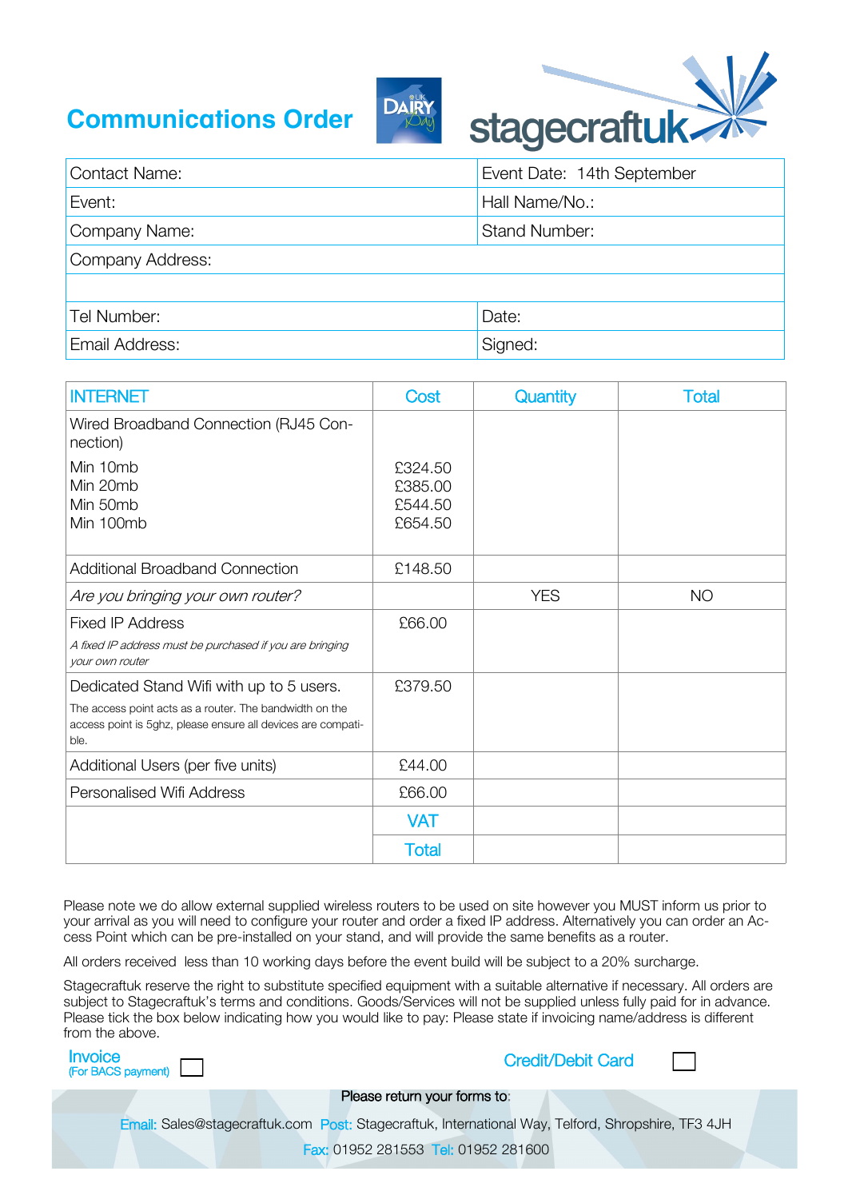# Communications Order

stagecraftuk

| Contact Name: | Event Date: 14th September |
|---|---|
| Event: | Hall Name/No.: |
| Company Name: | Stand Number: |
| Company Address: | |
| | |
| Tel Number: | Date: |
| Email Address: | Signed: |

| INTERNET | Cost | Quantity | Total |
|---|---|---|---|
| Wired Broadband Connection (RJ45 Connection)<br>Min 10mb<br>Min 20mb<br>Min 50mb<br>Min 100mb | <br>£324.50<br>£385.00<br>£544.50<br>£654.50 | | |
| Additional Broadband Connection | £148.50 | | |
| *Are you bringing your own router?* | | YES | NO |
| Fixed IP Address<br>*A fixed IP address must be purchased if you are bringing your own router* | £66.00 | | |
| Dedicated Stand Wifi with up to 5 users.<br>The access point acts as a router. The bandwidth on the access point is 5ghz, please ensure all devices are compatible. | £379.50 | | |
| Additional Users (per five units) | £44.00 | | |
| Personalised Wifi Address | £66.00 | | |
| | VAT | | |
| | Total | | |

Please note we do allow external supplied wireless routers to be used on site however you MUST inform us prior to your arrival as you will need to configure your router and order a fixed IP address. Alternatively you can order an Access Point which can be pre-installed on your stand, and will provide the same benefits as a router.

All orders received less than 10 working days before the event build will be subject to a 20% surcharge.

Stagecraftuk reserve the right to substitute specified equipment with a suitable alternative if necessary. All orders are subject to Stagecraftuk's terms and conditions. Goods/Services will not be supplied unless fully paid for in advance. Please tick the box below indicating how you would like to pay: Please state if invoicing name/address is different from the above.

Invoice (For BACS payment) ☐ Credit/Debit Card ☐

Please return your forms to:

Email: Sales@stagecraftuk.com Post: Stagecraftuk, International Way, Telford, Shropshire, TF3 4JH

Fax: 01952 281553 Tel: 01952 281600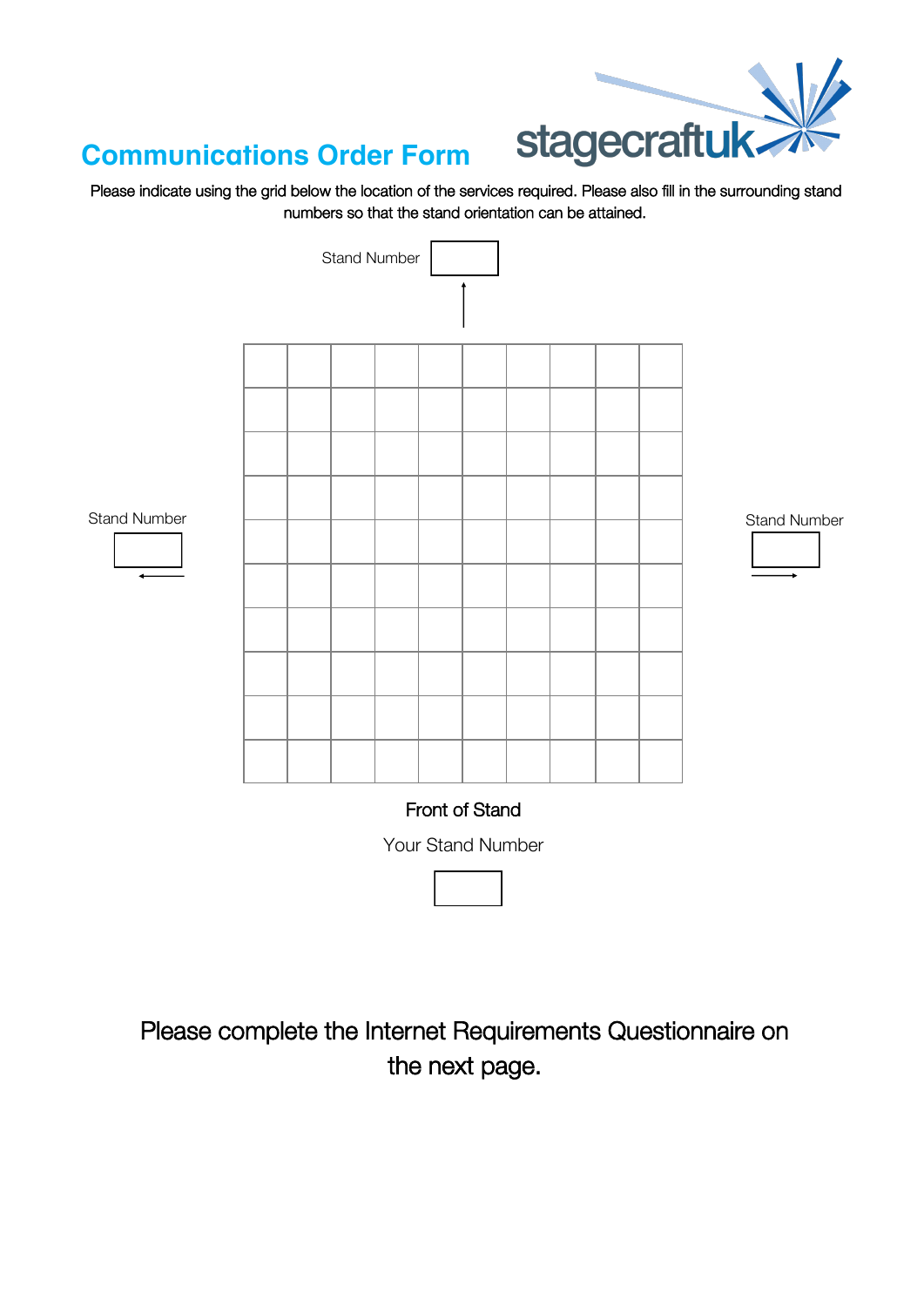# Communications Order Form

stagecraftuk

Please indicate using the grid below the location of the services required. Please also fill in the surrounding stand numbers so that the stand orientation can be attained.

Stand Number

Stand Number

Stand Number

| | | | | | | | | | |
|---|---|---|---|---|---|---|---|---|---|
| | | | | | | | | | |
| | | | | | | | | | |
| | | | | | | | | | |
| | | | | | | | | | |
| | | | | | | | | | |
| | | | | | | | | | |
| | | | | | | | | | |
| | | | | | | | | | |
| | | | | | | | | | |
| | | | | | | | | | |

Front of Stand

Your Stand Number

Please complete the Internet Requirements Questionnaire on the next page.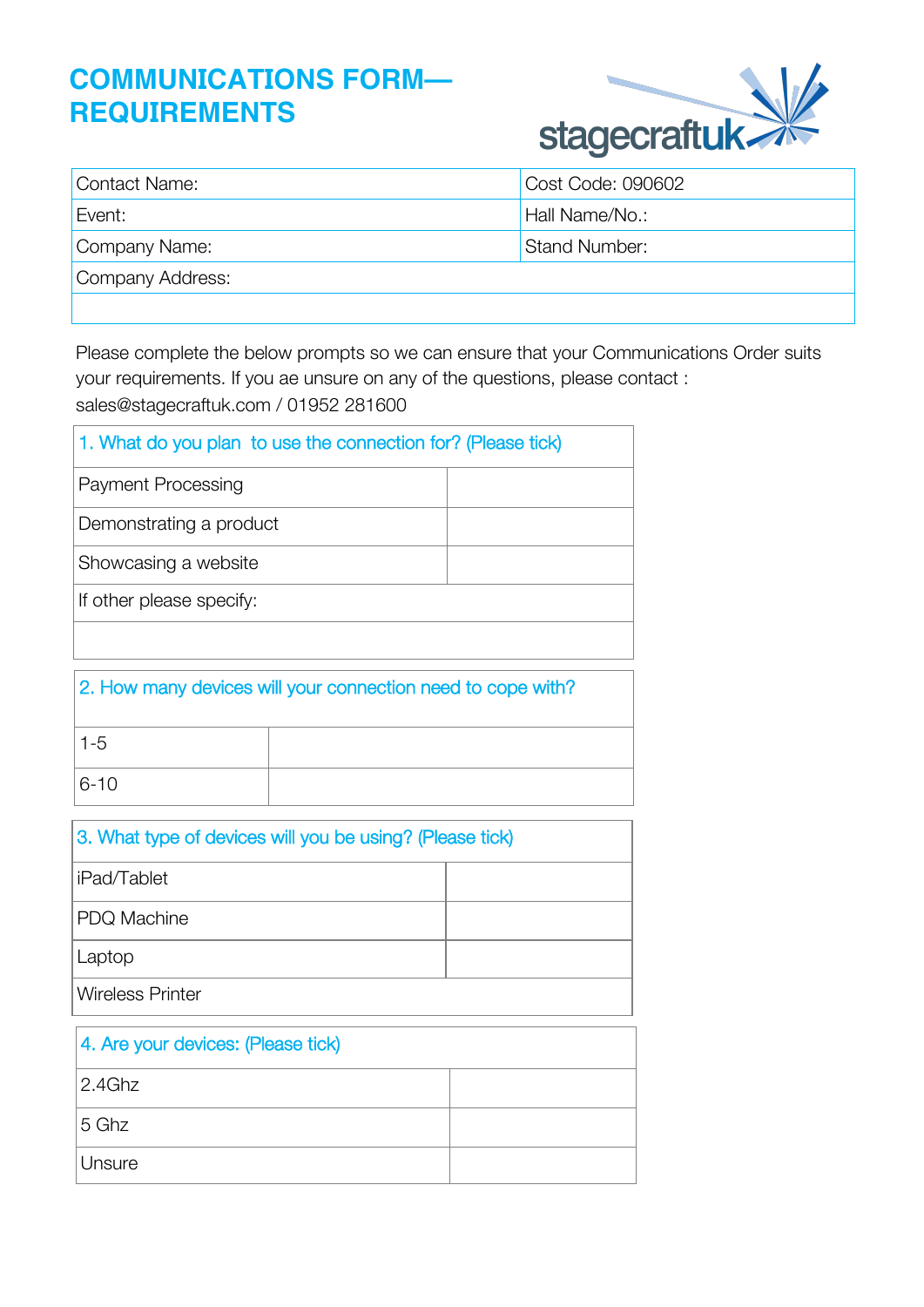# COMMUNICATIONS FORM—REQUIREMENTS

stagecraftuk

| Contact Name: | Cost Code: 090602 |
|---|---|
| Event: | Hall Name/No.: |
| Company Name: | Stand Number: |
| Company Address: | |
| | |

Please complete the below prompts so we can ensure that your Communications Order suits your requirements. If you ae unsure on any of the questions, please contact : sales@stagecraftuk.com / 01952 281600

| 1. What do you plan to use the connection for? (Please tick) | |
|---|---|
| Payment Processing | |
| Demonstrating a product | |
| Showcasing a website | |
| If other please specify: | |
| | |

| 2. How many devices will your connection need to cope with? | |
|---|---|
| 1-5 | |
| 6-10 | |

| 3. What type of devices will you be using? (Please tick) | |
|---|---|
| iPad/Tablet | |
| PDQ Machine | |
| Laptop | |
| Wireless Printer | |

| 4. Are your devices: (Please tick) | |
|---|---|
| 2.4Ghz | |
| 5 Ghz | |
| Unsure | |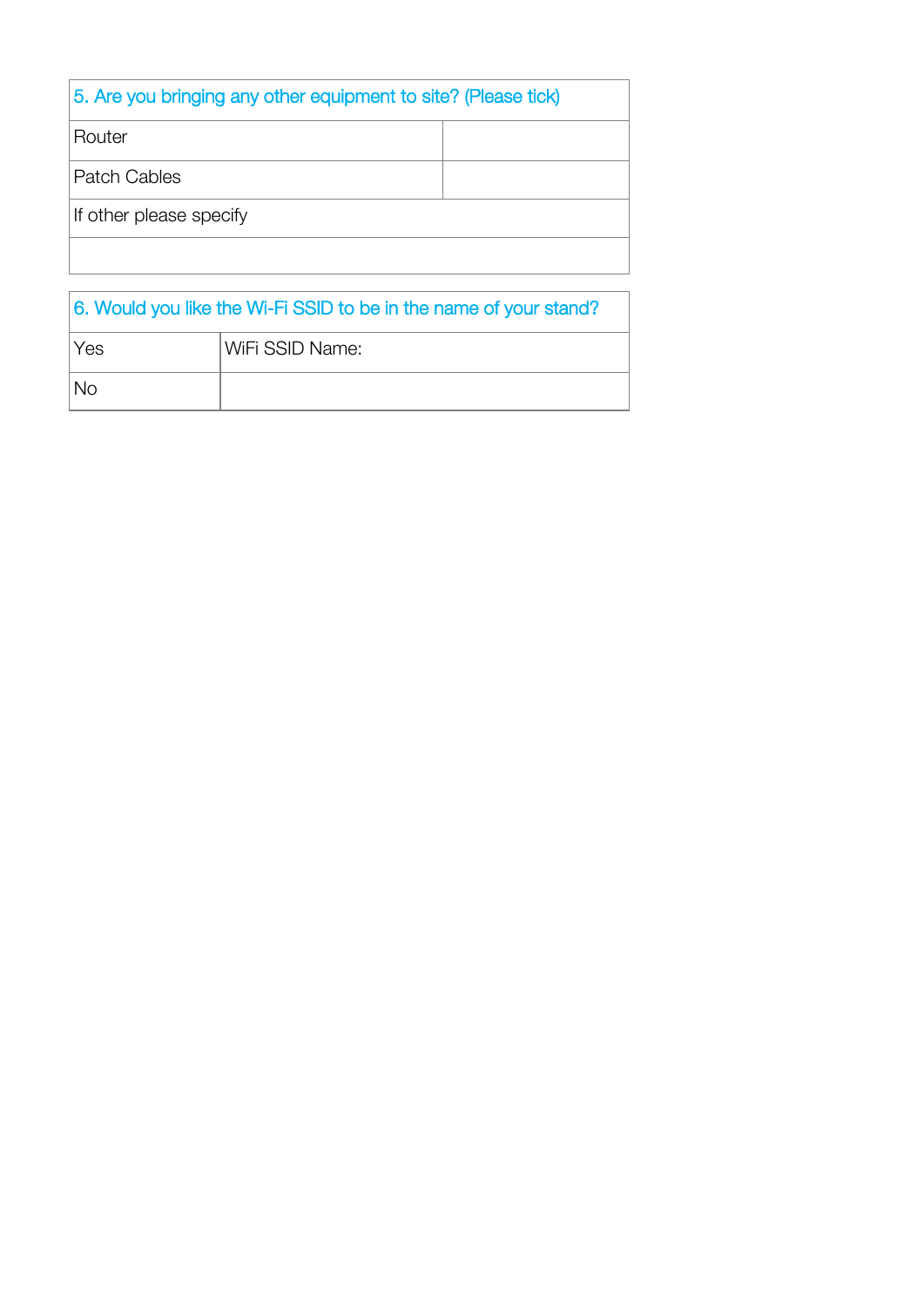| 5. Are you bringing any other equipment to site? (Please tick) | |
|---|---|
| Router | |
| Patch Cables | |
| If other please specify | |
| | |

| 6. Would you like the Wi-Fi SSID to be in the name of your stand? | |
|---|---|
| Yes | WiFi SSID Name: |
| No | |